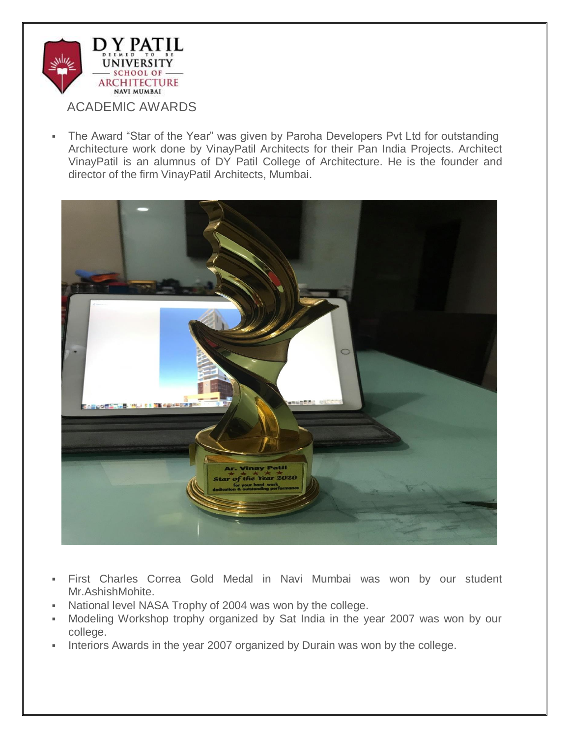# ACADEMIC AWARDS

- The Award "Star of the Year" was given by Paroha Developers Pvt Ltd for outstanding Architecture work done by VinayPatil Architects for their Pan India Projects. Architect VinayPatil is an alumnus of DY Patil College of Architecture. He is the founder and director of the firm VinayPatil Architects, Mumbai.

- First Charles Correa Gold Medal in Navi Mumbai was won by our student Mr.AshishMohite.
- National level NASA Trophy of 2004 was won by the college.
- Modeling Workshop trophy organized by Sat India in the year 2007 was won by our college.
- Interiors Awards in the year 2007 organized by Durain was won by the college.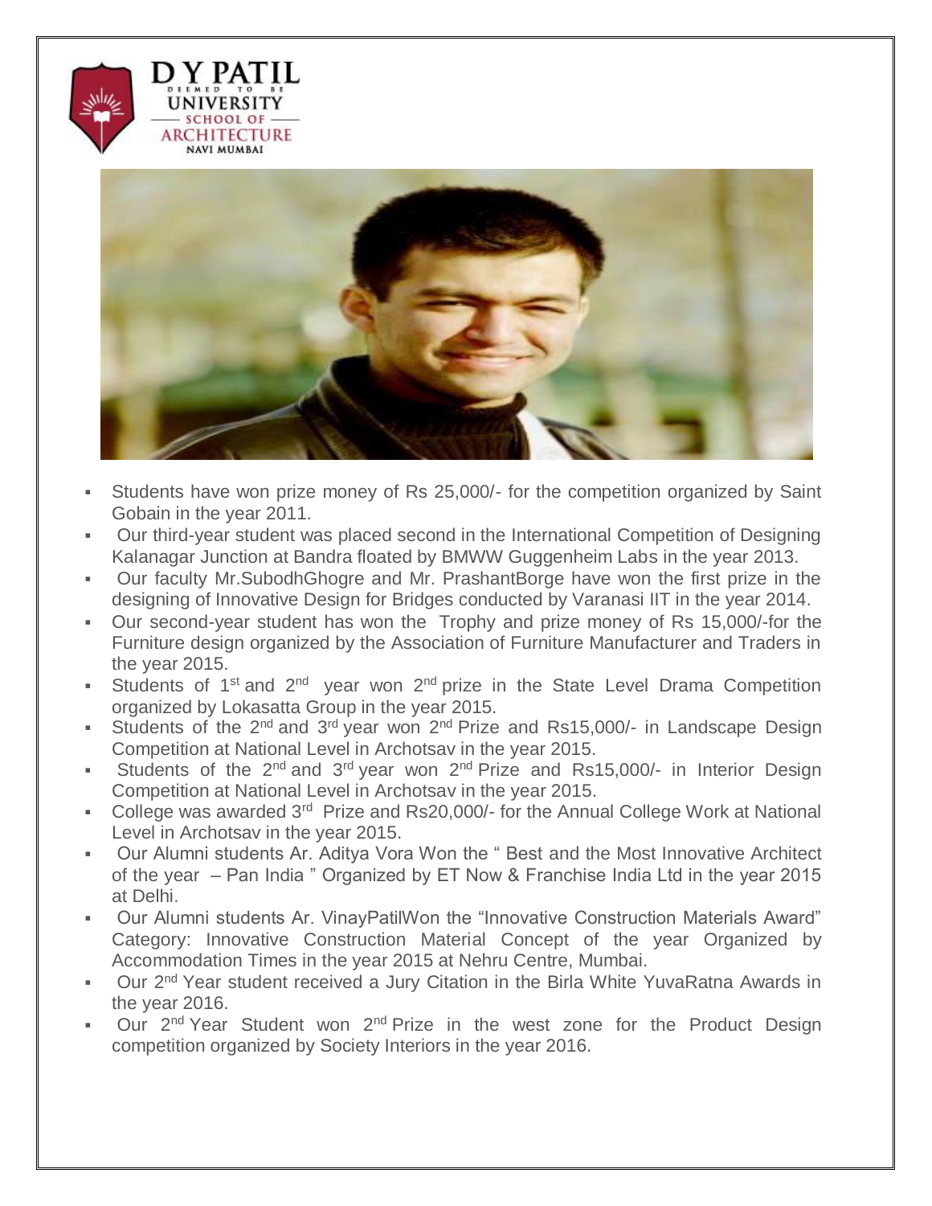- Students have won prize money of Rs 25,000/- for the competition organized by Saint Gobain in the year 2011.
- Our third-year student was placed second in the International Competition of Designing Kalanagar Junction at Bandra floated by BMWW Guggenheim Labs in the year 2013.
- Our faculty Mr.SubodhGhogre and Mr. PrashantBorge have won the first prize in the designing of Innovative Design for Bridges conducted by Varanasi IIT in the year 2014.
- Our second-year student has won the Trophy and prize money of Rs 15,000/-for the Furniture design organized by the Association of Furniture Manufacturer and Traders in the year 2015.
- Students of 1st and 2nd year won 2nd prize in the State Level Drama Competition organized by Lokasatta Group in the year 2015.
- Students of the 2nd and 3rd year won 2nd Prize and Rs15,000/- in Landscape Design Competition at National Level in Archotsav in the year 2015.
- Students of the 2nd and 3rd year won 2nd Prize and Rs15,000/- in Interior Design Competition at National Level in Archotsav in the year 2015.
- College was awarded 3rd Prize and Rs20,000/- for the Annual College Work at National Level in Archotsav in the year 2015.
- Our Alumni students Ar. Aditya Vora Won the " Best and the Most Innovative Architect of the year – Pan India " Organized by ET Now & Franchise India Ltd in the year 2015 at Delhi.
- Our Alumni students Ar. VinayPatilWon the "Innovative Construction Materials Award" Category: Innovative Construction Material Concept of the year Organized by Accommodation Times in the year 2015 at Nehru Centre, Mumbai.
- Our 2nd Year student received a Jury Citation in the Birla White YuvaRatna Awards in the year 2016.
- Our 2nd Year Student won 2nd Prize in the west zone for the Product Design competition organized by Society Interiors in the year 2016.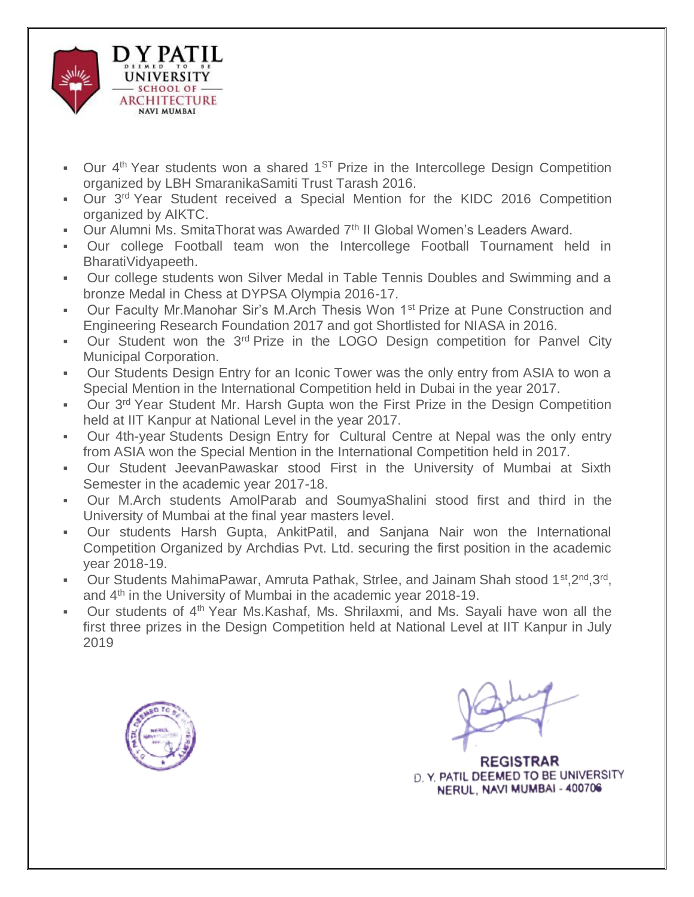D Y PATIL
DEEMED TO BE
UNIVERSITY
SCHOOL OF
ARCHITECTURE
NAVI MUMBAI

- Our 4th Year students won a shared 1ST Prize in the Intercollege Design Competition organized by LBH SmaranikaSamiti Trust Tarash 2016.
- Our 3rd Year Student received a Special Mention for the KIDC 2016 Competition organized by AIKTC.
- Our Alumni Ms. SmitaThorat was Awarded 7th II Global Women's Leaders Award.
- Our college Football team won the Intercollege Football Tournament held in BharatiVidyapeeth.
- Our college students won Silver Medal in Table Tennis Doubles and Swimming and a bronze Medal in Chess at DYPSA Olympia 2016-17.
- Our Faculty Mr.Manohar Sir's M.Arch Thesis Won 1st Prize at Pune Construction and Engineering Research Foundation 2017 and got Shortlisted for NIASA in 2016.
- Our Student won the 3rd Prize in the LOGO Design competition for Panvel City Municipal Corporation.
- Our Students Design Entry for an Iconic Tower was the only entry from ASIA to won a Special Mention in the International Competition held in Dubai in the year 2017.
- Our 3rd Year Student Mr. Harsh Gupta won the First Prize in the Design Competition held at IIT Kanpur at National Level in the year 2017.
- Our 4th-year Students Design Entry for Cultural Centre at Nepal was the only entry from ASIA won the Special Mention in the International Competition held in 2017.
- Our Student JeevanPawaskar stood First in the University of Mumbai at Sixth Semester in the academic year 2017-18.
- Our M.Arch students AmolParab and SoumyaShalini stood first and third in the University of Mumbai at the final year masters level.
- Our students Harsh Gupta, AnkitPatil, and Sanjana Nair won the International Competition Organized by Archdias Pvt. Ltd. securing the first position in the academic year 2018-19.
- Our Students MahimaPawar, Amruta Pathak, Strlee, and Jainam Shah stood 1st,2nd,3rd, and 4th in the University of Mumbai in the academic year 2018-19.
- Our students of 4th Year Ms.Kashaf, Ms. Shrilaxmi, and Ms. Sayali have won all the first three prizes in the Design Competition held at National Level at IIT Kanpur in July 2019

**REGISTRAR**
D. Y. PATIL DEEMED TO BE UNIVERSITY
NERUL, NAVI MUMBAI - 400706